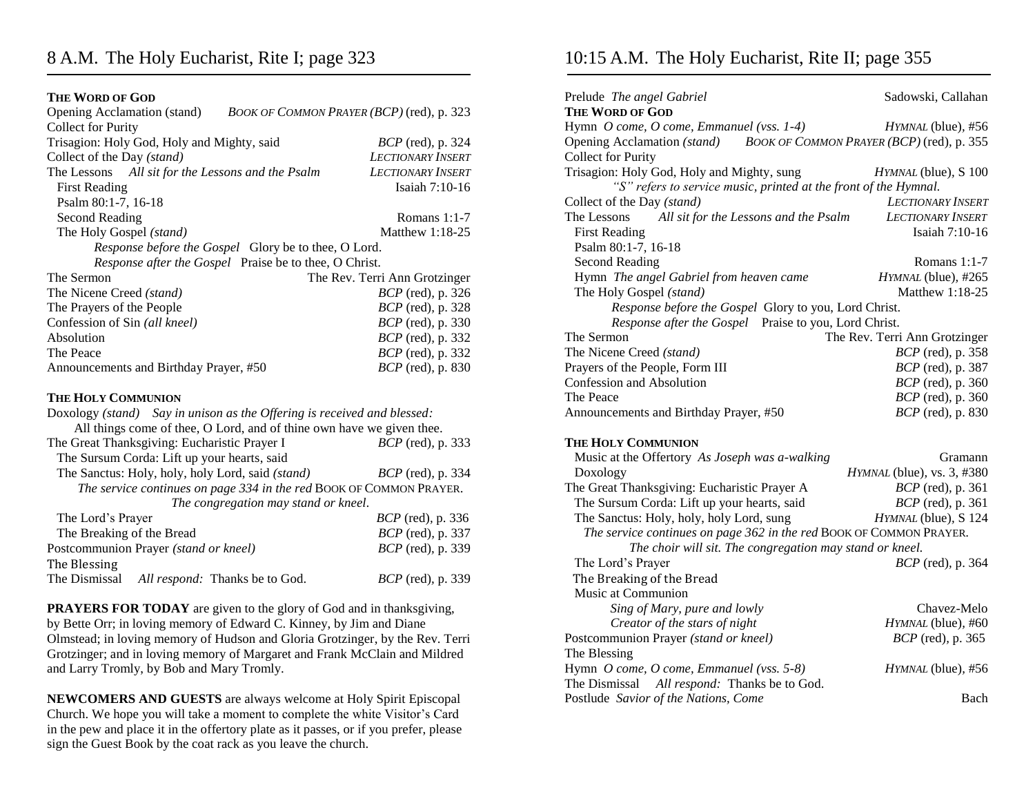# 8 A.M. The Holy Eucharist, Rite I; page 323

**THE WORD OF GOD**

Opening Acclamation (stand) *BOOK OF COMMON PRAYER (BCP)* (red), p. 323
Collect for Purity
Trisagion: Holy God, Holy and Mighty, said *BCP* (red), p. 324
Collect of the Day *(stand)* *LECTIONARY INSERT*
The Lessons *All sit for the Lessons and the Psalm* *LECTIONARY INSERT*
First Reading Isaiah 7:10-16
Psalm 80:1-7, 16-18
Second Reading Romans 1:1-7
The Holy Gospel *(stand)* Matthew 1:18-25
*Response before the Gospel* Glory be to thee, O Lord.
*Response after the Gospel* Praise be to thee, O Christ.
The Sermon The Rev. Terri Ann Grotzinger
The Nicene Creed *(stand)* *BCP* (red), p. 326
The Prayers of the People *BCP* (red), p. 328
Confession of Sin *(all kneel)* *BCP* (red), p. 330
Absolution *BCP* (red), p. 332
The Peace *BCP* (red), p. 332
Announcements and Birthday Prayer, #50 *BCP* (red), p. 830

**THE HOLY COMMUNION**

Doxology *(stand) Say in unison as the Offering is received and blessed:*
All things come of thee, O Lord, and of thine own have we given thee.
The Great Thanksgiving: Eucharistic Prayer I *BCP* (red), p. 333
The Sursum Corda: Lift up your hearts, said
The Sanctus: Holy, holy, holy Lord, said *(stand)* *BCP* (red), p. 334
*The service continues on page 334 in the red* BOOK OF COMMON PRAYER.
*The congregation may stand or kneel.*
The Lord's Prayer *BCP* (red), p. 336
The Breaking of the Bread *BCP* (red), p. 337
Postcommunion Prayer *(stand or kneel)* *BCP* (red), p. 339
The Blessing
The Dismissal *All respond:* Thanks be to God. *BCP* (red), p. 339

**PRAYERS FOR TODAY** are given to the glory of God and in thanksgiving, by Bette Orr; in loving memory of Edward C. Kinney, by Jim and Diane Olmstead; in loving memory of Hudson and Gloria Grotzinger, by the Rev. Terri Grotzinger; and in loving memory of Margaret and Frank McClain and Mildred and Larry Tromly, by Bob and Mary Tromly.

**NEWCOMERS AND GUESTS** are always welcome at Holy Spirit Episcopal Church. We hope you will take a moment to complete the white Visitor's Card in the pew and place it in the offertory plate as it passes, or if you prefer, please sign the Guest Book by the coat rack as you leave the church.

# 10:15 A.M. The Holy Eucharist, Rite II; page 355

Prelude *The angel Gabriel* Sadowski, Callahan

**THE WORD OF GOD**

Hymn *O come, O come, Emmanuel (vss. 1-4)* *HYMNAL* (blue), #56
Opening Acclamation *(stand)* *BOOK OF COMMON PRAYER (BCP)* (red), p. 355
Collect for Purity
Trisagion: Holy God, Holy and Mighty, sung *HYMNAL* (blue), S 100
*"S" refers to service music, printed at the front of the Hymnal.*
Collect of the Day *(stand)* *LECTIONARY INSERT*
The Lessons *All sit for the Lessons and the Psalm* *LECTIONARY INSERT*
First Reading Isaiah 7:10-16
Psalm 80:1-7, 16-18
Second Reading Romans 1:1-7
Hymn *The angel Gabriel from heaven came* *HYMNAL* (blue), #265
The Holy Gospel *(stand)* Matthew 1:18-25
*Response before the Gospel* Glory to you, Lord Christ.
*Response after the Gospel* Praise to you, Lord Christ.
The Sermon The Rev. Terri Ann Grotzinger
The Nicene Creed *(stand)* *BCP* (red), p. 358
Prayers of the People, Form III *BCP* (red), p. 387
Confession and Absolution *BCP* (red), p. 360
The Peace *BCP* (red), p. 360
Announcements and Birthday Prayer, #50 *BCP* (red), p. 830

**THE HOLY COMMUNION**

Music at the Offertory *As Joseph was a-walking* Gramann
Doxology *HYMNAL* (blue), vs. 3, #380
The Great Thanksgiving: Eucharistic Prayer A *BCP* (red), p. 361
The Sursum Corda: Lift up your hearts, said *BCP* (red), p. 361
The Sanctus: Holy, holy, holy Lord, sung *HYMNAL* (blue), S 124
*The service continues on page 362 in the red* BOOK OF COMMON PRAYER.
*The choir will sit. The congregation may stand or kneel.*
The Lord's Prayer *BCP* (red), p. 364
The Breaking of the Bread
Music at Communion
*Sing of Mary, pure and lowly* Chavez-Melo
*Creator of the stars of night* *HYMNAL* (blue), #60
Postcommunion Prayer *(stand or kneel)* *BCP* (red), p. 365
The Blessing
Hymn *O come, O come, Emmanuel (vss. 5-8)* *HYMNAL* (blue), #56
The Dismissal *All respond:* Thanks be to God.
Postlude *Savior of the Nations, Come* Bach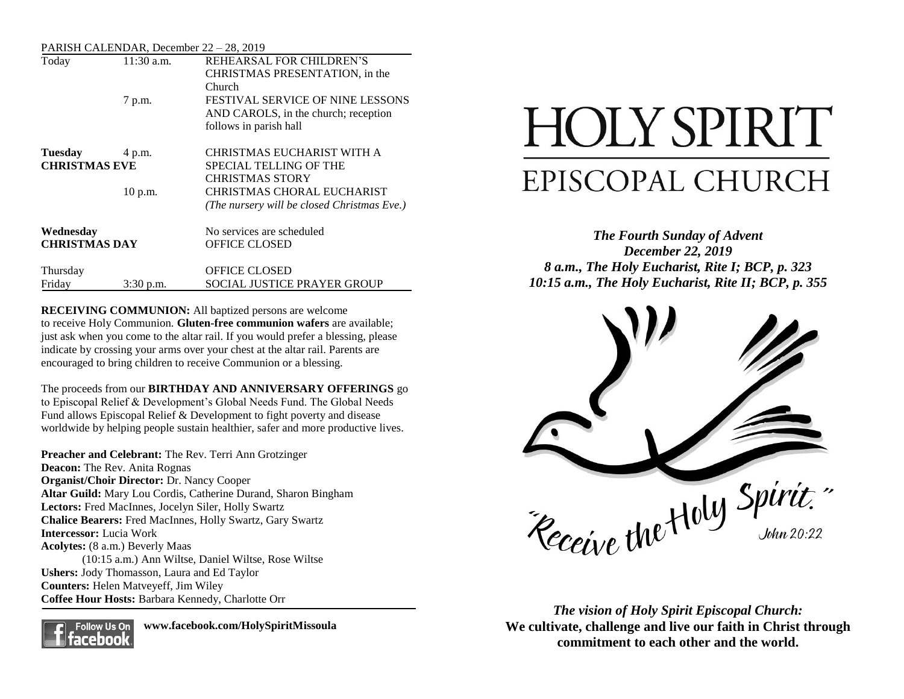PARISH CALENDAR, December 22 – 28, 2019

| | | |
|---|---|---|
| Today | 11:30 a.m. | REHEARSAL FOR CHILDREN'S CHRISTMAS PRESENTATION, in the Church |
| | 7 p.m. | FESTIVAL SERVICE OF NINE LESSONS AND CAROLS, in the church; reception follows in parish hall |
| **Tuesday CHRISTMAS EVE** | 4 p.m. | CHRISTMAS EUCHARIST WITH A SPECIAL TELLING OF THE CHRISTMAS STORY |
| | 10 p.m. | CHRISTMAS CHORAL EUCHARIST *(The nursery will be closed Christmas Eve.)* |
| **Wednesday CHRISTMAS DAY** | | No services are scheduled OFFICE CLOSED |
| Thursday | | OFFICE CLOSED |
| Friday | 3:30 p.m. | SOCIAL JUSTICE PRAYER GROUP |

**RECEIVING COMMUNION:** All baptized persons are welcome to receive Holy Communion. **Gluten-free communion wafers** are available; just ask when you come to the altar rail. If you would prefer a blessing, please indicate by crossing your arms over your chest at the altar rail. Parents are encouraged to bring children to receive Communion or a blessing.

The proceeds from our **BIRTHDAY AND ANNIVERSARY OFFERINGS** go to Episcopal Relief & Development's Global Needs Fund. The Global Needs Fund allows Episcopal Relief & Development to fight poverty and disease worldwide by helping people sustain healthier, safer and more productive lives.

**Preacher and Celebrant:** The Rev. Terri Ann Grotzinger
**Deacon:** The Rev. Anita Rognas
**Organist/Choir Director:** Dr. Nancy Cooper
**Altar Guild:** Mary Lou Cordis, Catherine Durand, Sharon Bingham
**Lectors:** Fred MacInnes, Jocelyn Siler, Holly Swartz
**Chalice Bearers:** Fred MacInnes, Holly Swartz, Gary Swartz
**Intercessor:** Lucia Work
**Acolytes:** (8 a.m.) Beverly Maas
(10:15 a.m.) Ann Wiltse, Daniel Wiltse, Rose Wiltse
**Ushers:** Jody Thomasson, Laura and Ed Taylor
**Counters:** Helen Matveyeff, Jim Wiley
**Coffee Hour Hosts:** Barbara Kennedy, Charlotte Orr

Follow Us On facebook **www.facebook.com/HolySpiritMissoula**

# HOLY SPIRIT
## EPISCOPAL CHURCH

***The Fourth Sunday of Advent***
***December 22, 2019***
***8 a.m., The Holy Eucharist, Rite I; BCP, p. 323***
***10:15 a.m., The Holy Eucharist, Rite II; BCP, p. 355***

"Receive the Holy Spirit." John 20:22

***The vision of Holy Spirit Episcopal Church:***
**We cultivate, challenge and live our faith in Christ through commitment to each other and the world.**